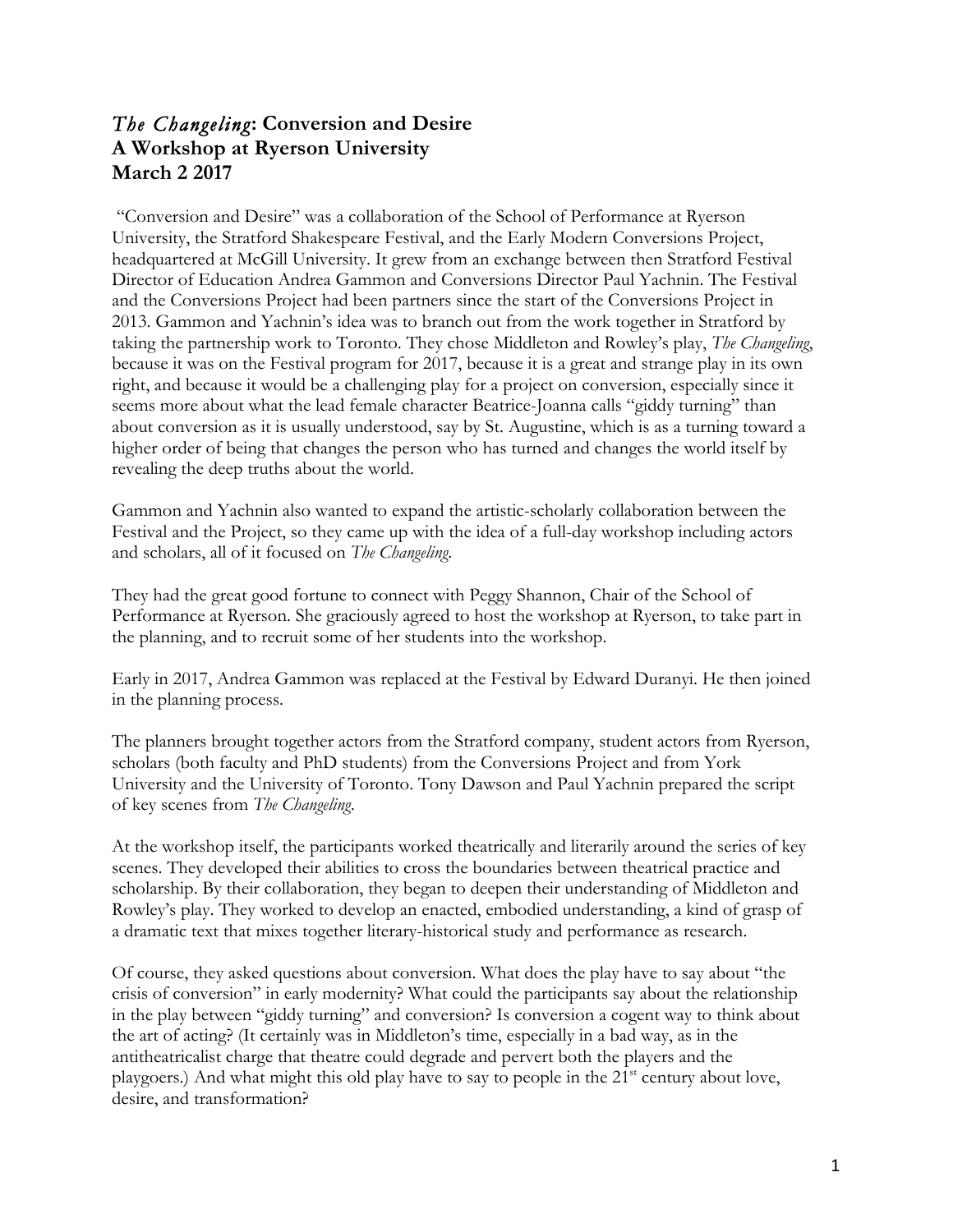# *The Changeling*: Conversion and Desire
# A Workshop at Ryerson University
# March 2 2017

"Conversion and Desire" was a collaboration of the School of Performance at Ryerson University, the Stratford Shakespeare Festival, and the Early Modern Conversions Project, headquartered at McGill University. It grew from an exchange between then Stratford Festival Director of Education Andrea Gammon and Conversions Director Paul Yachnin. The Festival and the Conversions Project had been partners since the start of the Conversions Project in 2013. Gammon and Yachnin's idea was to branch out from the work together in Stratford by taking the partnership work to Toronto. They chose Middleton and Rowley's play, *The Changeling*, because it was on the Festival program for 2017, because it is a great and strange play in its own right, and because it would be a challenging play for a project on conversion, especially since it seems more about what the lead female character Beatrice-Joanna calls "giddy turning" than about conversion as it is usually understood, say by St. Augustine, which is as a turning toward a higher order of being that changes the person who has turned and changes the world itself by revealing the deep truths about the world.

Gammon and Yachnin also wanted to expand the artistic-scholarly collaboration between the Festival and the Project, so they came up with the idea of a full-day workshop including actors and scholars, all of it focused on *The Changeling*.

They had the great good fortune to connect with Peggy Shannon, Chair of the School of Performance at Ryerson. She graciously agreed to host the workshop at Ryerson, to take part in the planning, and to recruit some of her students into the workshop.

Early in 2017, Andrea Gammon was replaced at the Festival by Edward Duranyi. He then joined in the planning process.

The planners brought together actors from the Stratford company, student actors from Ryerson, scholars (both faculty and PhD students) from the Conversions Project and from York University and the University of Toronto. Tony Dawson and Paul Yachnin prepared the script of key scenes from *The Changeling*.

At the workshop itself, the participants worked theatrically and literarily around the series of key scenes. They developed their abilities to cross the boundaries between theatrical practice and scholarship. By their collaboration, they began to deepen their understanding of Middleton and Rowley's play. They worked to develop an enacted, embodied understanding, a kind of grasp of a dramatic text that mixes together literary-historical study and performance as research.

Of course, they asked questions about conversion. What does the play have to say about "the crisis of conversion" in early modernity? What could the participants say about the relationship in the play between "giddy turning" and conversion? Is conversion a cogent way to think about the art of acting? (It certainly was in Middleton's time, especially in a bad way, as in the antitheatricalist charge that theatre could degrade and pervert both the players and the playgoers.) And what might this old play have to say to people in the 21st century about love, desire, and transformation?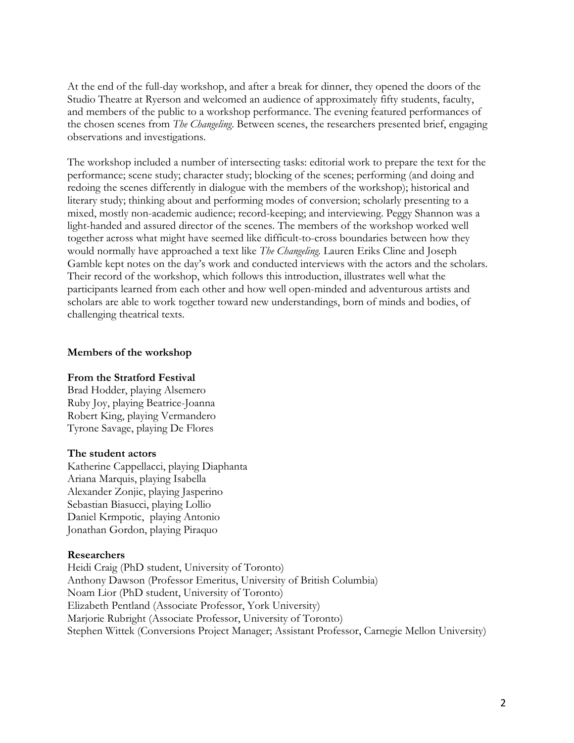At the end of the full-day workshop, and after a break for dinner, they opened the doors of the Studio Theatre at Ryerson and welcomed an audience of approximately fifty students, faculty, and members of the public to a workshop performance. The evening featured performances of the chosen scenes from *The Changeling*. Between scenes, the researchers presented brief, engaging observations and investigations.

The workshop included a number of intersecting tasks: editorial work to prepare the text for the performance; scene study; character study; blocking of the scenes; performing (and doing and redoing the scenes differently in dialogue with the members of the workshop); historical and literary study; thinking about and performing modes of conversion; scholarly presenting to a mixed, mostly non-academic audience; record-keeping; and interviewing. Peggy Shannon was a light-handed and assured director of the scenes. The members of the workshop worked well together across what might have seemed like difficult-to-cross boundaries between how they would normally have approached a text like *The Changeling.* Lauren Eriks Cline and Joseph Gamble kept notes on the day's work and conducted interviews with the actors and the scholars. Their record of the workshop, which follows this introduction, illustrates well what the participants learned from each other and how well open-minded and adventurous artists and scholars are able to work together toward new understandings, born of minds and bodies, of challenging theatrical texts.

**Members of the workshop**

**From the Stratford Festival**

Brad Hodder, playing Alsemero
Ruby Joy, playing Beatrice-Joanna
Robert King, playing Vermandero
Tyrone Savage, playing De Flores

**The student actors**

Katherine Cappellacci, playing Diaphanta
Ariana Marquis, playing Isabella
Alexander Zonjic, playing Jasperino
Sebastian Biasucci, playing Lollio
Daniel Krmpotic, playing Antonio
Jonathan Gordon, playing Piraquo

**Researchers**

Heidi Craig (PhD student, University of Toronto)
Anthony Dawson (Professor Emeritus, University of British Columbia)
Noam Lior (PhD student, University of Toronto)
Elizabeth Pentland (Associate Professor, York University)
Marjorie Rubright (Associate Professor, University of Toronto)
Stephen Wittek (Conversions Project Manager; Assistant Professor, Carnegie Mellon University)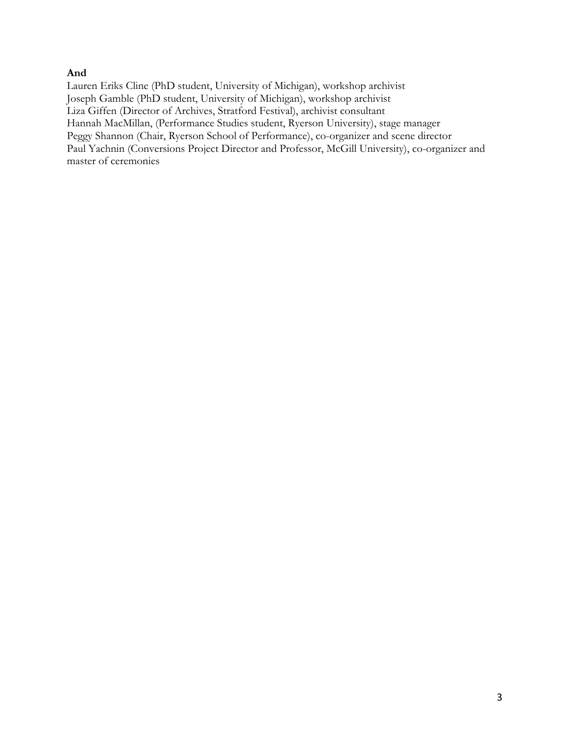**And**

Lauren Eriks Cline (PhD student, University of Michigan), workshop archivist
Joseph Gamble (PhD student, University of Michigan), workshop archivist
Liza Giffen (Director of Archives, Stratford Festival), archivist consultant
Hannah MacMillan, (Performance Studies student, Ryerson University), stage manager
Peggy Shannon (Chair, Ryerson School of Performance), co-organizer and scene director
Paul Yachnin (Conversions Project Director and Professor, McGill University), co-organizer and master of ceremonies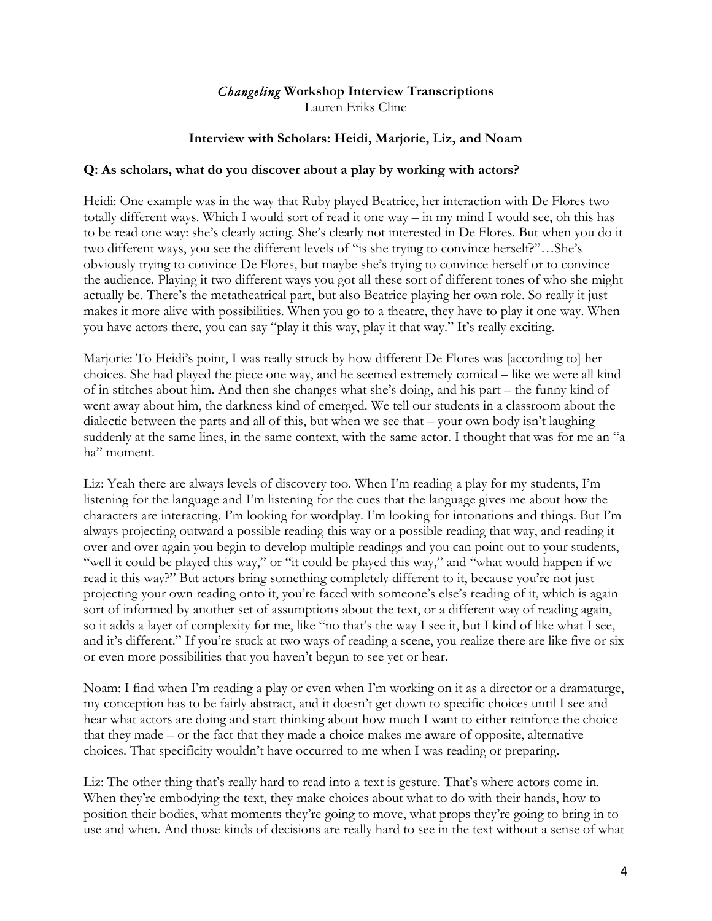# *Changeling* Workshop Interview Transcriptions

Lauren Eriks Cline

## Interview with Scholars: Heidi, Marjorie, Liz, and Noam

### Q: As scholars, what do you discover about a play by working with actors?

Heidi: One example was in the way that Ruby played Beatrice, her interaction with De Flores two totally different ways. Which I would sort of read it one way – in my mind I would see, oh this has to be read one way: she's clearly acting. She's clearly not interested in De Flores. But when you do it two different ways, you see the different levels of "is she trying to convince herself?"…She's obviously trying to convince De Flores, but maybe she's trying to convince herself or to convince the audience. Playing it two different ways you got all these sort of different tones of who she might actually be. There's the metatheatrical part, but also Beatrice playing her own role. So really it just makes it more alive with possibilities. When you go to a theatre, they have to play it one way. When you have actors there, you can say "play it this way, play it that way." It's really exciting.

Marjorie: To Heidi's point, I was really struck by how different De Flores was [according to] her choices. She had played the piece one way, and he seemed extremely comical – like we were all kind of in stitches about him. And then she changes what she's doing, and his part – the funny kind of went away about him, the darkness kind of emerged. We tell our students in a classroom about the dialectic between the parts and all of this, but when we see that – your own body isn't laughing suddenly at the same lines, in the same context, with the same actor. I thought that was for me an "a ha" moment.

Liz: Yeah there are always levels of discovery too. When I'm reading a play for my students, I'm listening for the language and I'm listening for the cues that the language gives me about how the characters are interacting. I'm looking for wordplay. I'm looking for intonations and things. But I'm always projecting outward a possible reading this way or a possible reading that way, and reading it over and over again you begin to develop multiple readings and you can point out to your students, "well it could be played this way," or "it could be played this way," and "what would happen if we read it this way?" But actors bring something completely different to it, because you're not just projecting your own reading onto it, you're faced with someone's else's reading of it, which is again sort of informed by another set of assumptions about the text, or a different way of reading again, so it adds a layer of complexity for me, like "no that's the way I see it, but I kind of like what I see, and it's different." If you're stuck at two ways of reading a scene, you realize there are like five or six or even more possibilities that you haven't begun to see yet or hear.

Noam: I find when I'm reading a play or even when I'm working on it as a director or a dramaturge, my conception has to be fairly abstract, and it doesn't get down to specific choices until I see and hear what actors are doing and start thinking about how much I want to either reinforce the choice that they made – or the fact that they made a choice makes me aware of opposite, alternative choices. That specificity wouldn't have occurred to me when I was reading or preparing.

Liz: The other thing that's really hard to read into a text is gesture. That's where actors come in. When they're embodying the text, they make choices about what to do with their hands, how to position their bodies, what moments they're going to move, what props they're going to bring in to use and when. And those kinds of decisions are really hard to see in the text without a sense of what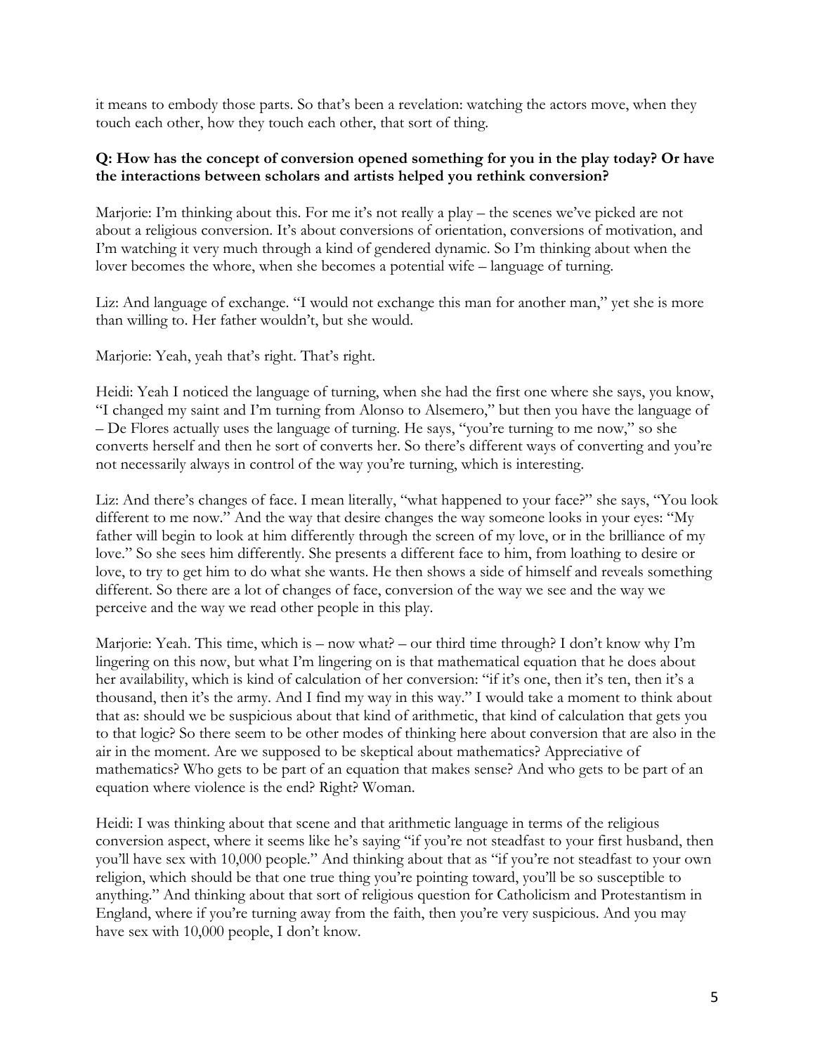it means to embody those parts. So that's been a revelation: watching the actors move, when they touch each other, how they touch each other, that sort of thing.

**Q: How has the concept of conversion opened something for you in the play today? Or have the interactions between scholars and artists helped you rethink conversion?**

Marjorie: I'm thinking about this. For me it's not really a play – the scenes we've picked are not about a religious conversion. It's about conversions of orientation, conversions of motivation, and I'm watching it very much through a kind of gendered dynamic. So I'm thinking about when the lover becomes the whore, when she becomes a potential wife – language of turning.

Liz: And language of exchange. "I would not exchange this man for another man," yet she is more than willing to. Her father wouldn't, but she would.

Marjorie: Yeah, yeah that's right. That's right.

Heidi: Yeah I noticed the language of turning, when she had the first one where she says, you know, "I changed my saint and I'm turning from Alonso to Alsemero," but then you have the language of – De Flores actually uses the language of turning. He says, "you're turning to me now," so she converts herself and then he sort of converts her. So there's different ways of converting and you're not necessarily always in control of the way you're turning, which is interesting.

Liz: And there's changes of face. I mean literally, "what happened to your face?" she says, "You look different to me now." And the way that desire changes the way someone looks in your eyes: "My father will begin to look at him differently through the screen of my love, or in the brilliance of my love." So she sees him differently. She presents a different face to him, from loathing to desire or love, to try to get him to do what she wants. He then shows a side of himself and reveals something different. So there are a lot of changes of face, conversion of the way we see and the way we perceive and the way we read other people in this play.

Marjorie: Yeah. This time, which is – now what? – our third time through? I don't know why I'm lingering on this now, but what I'm lingering on is that mathematical equation that he does about her availability, which is kind of calculation of her conversion: "if it's one, then it's ten, then it's a thousand, then it's the army. And I find my way in this way." I would take a moment to think about that as: should we be suspicious about that kind of arithmetic, that kind of calculation that gets you to that logic? So there seem to be other modes of thinking here about conversion that are also in the air in the moment. Are we supposed to be skeptical about mathematics? Appreciative of mathematics? Who gets to be part of an equation that makes sense? And who gets to be part of an equation where violence is the end? Right? Woman.

Heidi: I was thinking about that scene and that arithmetic language in terms of the religious conversion aspect, where it seems like he's saying "if you're not steadfast to your first husband, then you'll have sex with 10,000 people." And thinking about that as "if you're not steadfast to your own religion, which should be that one true thing you're pointing toward, you'll be so susceptible to anything." And thinking about that sort of religious question for Catholicism and Protestantism in England, where if you're turning away from the faith, then you're very suspicious. And you may have sex with 10,000 people, I don't know.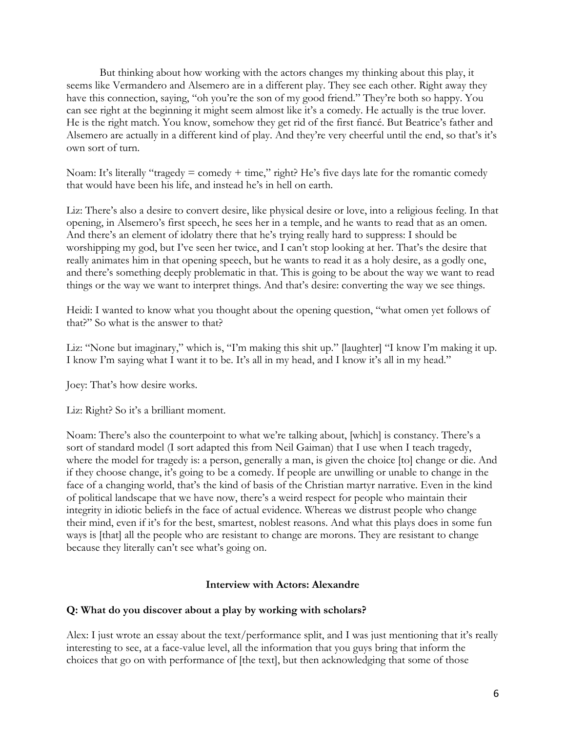But thinking about how working with the actors changes my thinking about this play, it seems like Vermandero and Alsemero are in a different play. They see each other. Right away they have this connection, saying, "oh you're the son of my good friend." They're both so happy. You can see right at the beginning it might seem almost like it's a comedy. He actually is the true lover. He is the right match. You know, somehow they get rid of the first fiancé. But Beatrice's father and Alsemero are actually in a different kind of play. And they're very cheerful until the end, so that's it's own sort of turn.

Noam: It's literally "tragedy = comedy + time," right? He's five days late for the romantic comedy that would have been his life, and instead he's in hell on earth.

Liz: There's also a desire to convert desire, like physical desire or love, into a religious feeling. In that opening, in Alsemero's first speech, he sees her in a temple, and he wants to read that as an omen. And there's an element of idolatry there that he's trying really hard to suppress: I should be worshipping my god, but I've seen her twice, and I can't stop looking at her. That's the desire that really animates him in that opening speech, but he wants to read it as a holy desire, as a godly one, and there's something deeply problematic in that. This is going to be about the way we want to read things or the way we want to interpret things. And that's desire: converting the way we see things.

Heidi: I wanted to know what you thought about the opening question, "what omen yet follows of that?" So what is the answer to that?

Liz: "None but imaginary," which is, "I'm making this shit up." [laughter] "I know I'm making it up. I know I'm saying what I want it to be. It's all in my head, and I know it's all in my head."

Joey: That's how desire works.

Liz: Right? So it's a brilliant moment.

Noam: There's also the counterpoint to what we're talking about, [which] is constancy. There's a sort of standard model (I sort adapted this from Neil Gaiman) that I use when I teach tragedy, where the model for tragedy is: a person, generally a man, is given the choice [to] change or die. And if they choose change, it's going to be a comedy. If people are unwilling or unable to change in the face of a changing world, that's the kind of basis of the Christian martyr narrative. Even in the kind of political landscape that we have now, there's a weird respect for people who maintain their integrity in idiotic beliefs in the face of actual evidence. Whereas we distrust people who change their mind, even if it's for the best, smartest, noblest reasons. And what this plays does in some fun ways is [that] all the people who are resistant to change are morons. They are resistant to change because they literally can't see what's going on.

## Interview with Actors: Alexandre

### Q: What do you discover about a play by working with scholars?

Alex: I just wrote an essay about the text/performance split, and I was just mentioning that it's really interesting to see, at a face-value level, all the information that you guys bring that inform the choices that go on with performance of [the text], but then acknowledging that some of those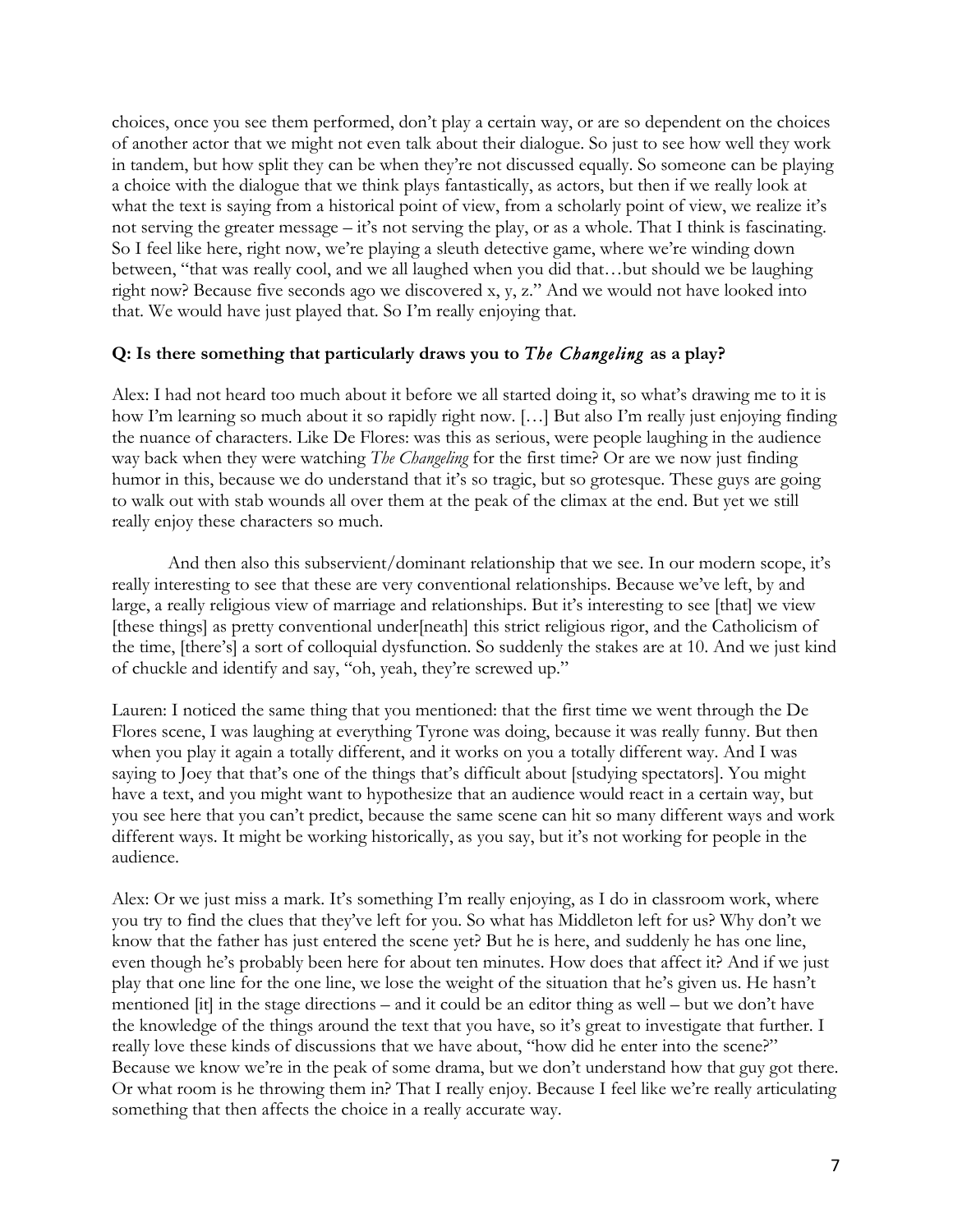choices, once you see them performed, don't play a certain way, or are so dependent on the choices of another actor that we might not even talk about their dialogue. So just to see how well they work in tandem, but how split they can be when they're not discussed equally. So someone can be playing a choice with the dialogue that we think plays fantastically, as actors, but then if we really look at what the text is saying from a historical point of view, from a scholarly point of view, we realize it's not serving the greater message – it's not serving the play, or as a whole. That I think is fascinating. So I feel like here, right now, we're playing a sleuth detective game, where we're winding down between, "that was really cool, and we all laughed when you did that…but should we be laughing right now? Because five seconds ago we discovered x, y, z." And we would not have looked into that. We would have just played that. So I'm really enjoying that.

**Q: Is there something that particularly draws you to *The Changeling* as a play?**

Alex: I had not heard too much about it before we all started doing it, so what's drawing me to it is how I'm learning so much about it so rapidly right now. […] But also I'm really just enjoying finding the nuance of characters. Like De Flores: was this as serious, were people laughing in the audience way back when they were watching *The Changeling* for the first time? Or are we now just finding humor in this, because we do understand that it's so tragic, but so grotesque. These guys are going to walk out with stab wounds all over them at the peak of the climax at the end. But yet we still really enjoy these characters so much.

And then also this subservient/dominant relationship that we see. In our modern scope, it's really interesting to see that these are very conventional relationships. Because we've left, by and large, a really religious view of marriage and relationships. But it's interesting to see [that] we view [these things] as pretty conventional under[neath] this strict religious rigor, and the Catholicism of the time, [there's] a sort of colloquial dysfunction. So suddenly the stakes are at 10. And we just kind of chuckle and identify and say, "oh, yeah, they're screwed up."

Lauren: I noticed the same thing that you mentioned: that the first time we went through the De Flores scene, I was laughing at everything Tyrone was doing, because it was really funny. But then when you play it again a totally different, and it works on you a totally different way. And I was saying to Joey that that's one of the things that's difficult about [studying spectators]. You might have a text, and you might want to hypothesize that an audience would react in a certain way, but you see here that you can't predict, because the same scene can hit so many different ways and work different ways. It might be working historically, as you say, but it's not working for people in the audience.

Alex: Or we just miss a mark. It's something I'm really enjoying, as I do in classroom work, where you try to find the clues that they've left for you. So what has Middleton left for us? Why don't we know that the father has just entered the scene yet? But he is here, and suddenly he has one line, even though he's probably been here for about ten minutes. How does that affect it? And if we just play that one line for the one line, we lose the weight of the situation that he's given us. He hasn't mentioned [it] in the stage directions – and it could be an editor thing as well – but we don't have the knowledge of the things around the text that you have, so it's great to investigate that further. I really love these kinds of discussions that we have about, "how did he enter into the scene?" Because we know we're in the peak of some drama, but we don't understand how that guy got there. Or what room is he throwing them in? That I really enjoy. Because I feel like we're really articulating something that then affects the choice in a really accurate way.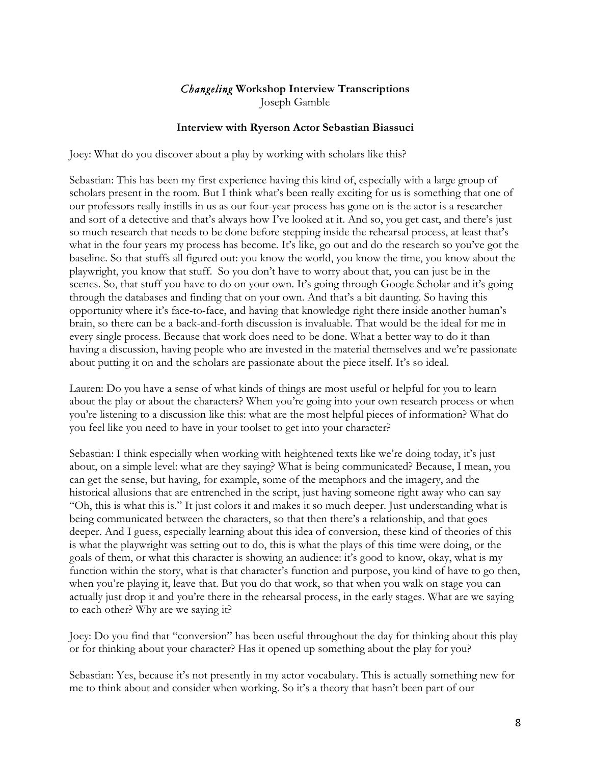# *Changeling* Workshop Interview Transcriptions

Joseph Gamble

## Interview with Ryerson Actor Sebastian Biassuci

Joey: What do you discover about a play by working with scholars like this?

Sebastian: This has been my first experience having this kind of, especially with a large group of scholars present in the room. But I think what's been really exciting for us is something that one of our professors really instills in us as our four-year process has gone on is the actor is a researcher and sort of a detective and that's always how I've looked at it. And so, you get cast, and there's just so much research that needs to be done before stepping inside the rehearsal process, at least that's what in the four years my process has become. It's like, go out and do the research so you've got the baseline. So that stuffs all figured out: you know the world, you know the time, you know about the playwright, you know that stuff. So you don't have to worry about that, you can just be in the scenes. So, that stuff you have to do on your own. It's going through Google Scholar and it's going through the databases and finding that on your own. And that's a bit daunting. So having this opportunity where it's face-to-face, and having that knowledge right there inside another human's brain, so there can be a back-and-forth discussion is invaluable. That would be the ideal for me in every single process. Because that work does need to be done. What a better way to do it than having a discussion, having people who are invested in the material themselves and we're passionate about putting it on and the scholars are passionate about the piece itself. It's so ideal.

Lauren: Do you have a sense of what kinds of things are most useful or helpful for you to learn about the play or about the characters? When you're going into your own research process or when you're listening to a discussion like this: what are the most helpful pieces of information? What do you feel like you need to have in your toolset to get into your character?

Sebastian: I think especially when working with heightened texts like we're doing today, it's just about, on a simple level: what are they saying? What is being communicated? Because, I mean, you can get the sense, but having, for example, some of the metaphors and the imagery, and the historical allusions that are entrenched in the script, just having someone right away who can say "Oh, this is what this is." It just colors it and makes it so much deeper. Just understanding what is being communicated between the characters, so that then there's a relationship, and that goes deeper. And I guess, especially learning about this idea of conversion, these kind of theories of this is what the playwright was setting out to do, this is what the plays of this time were doing, or the goals of them, or what this character is showing an audience: it's good to know, okay, what is my function within the story, what is that character's function and purpose, you kind of have to go then, when you're playing it, leave that. But you do that work, so that when you walk on stage you can actually just drop it and you're there in the rehearsal process, in the early stages. What are we saying to each other? Why are we saying it?

Joey: Do you find that "conversion" has been useful throughout the day for thinking about this play or for thinking about your character? Has it opened up something about the play for you?

Sebastian: Yes, because it's not presently in my actor vocabulary. This is actually something new for me to think about and consider when working. So it's a theory that hasn't been part of our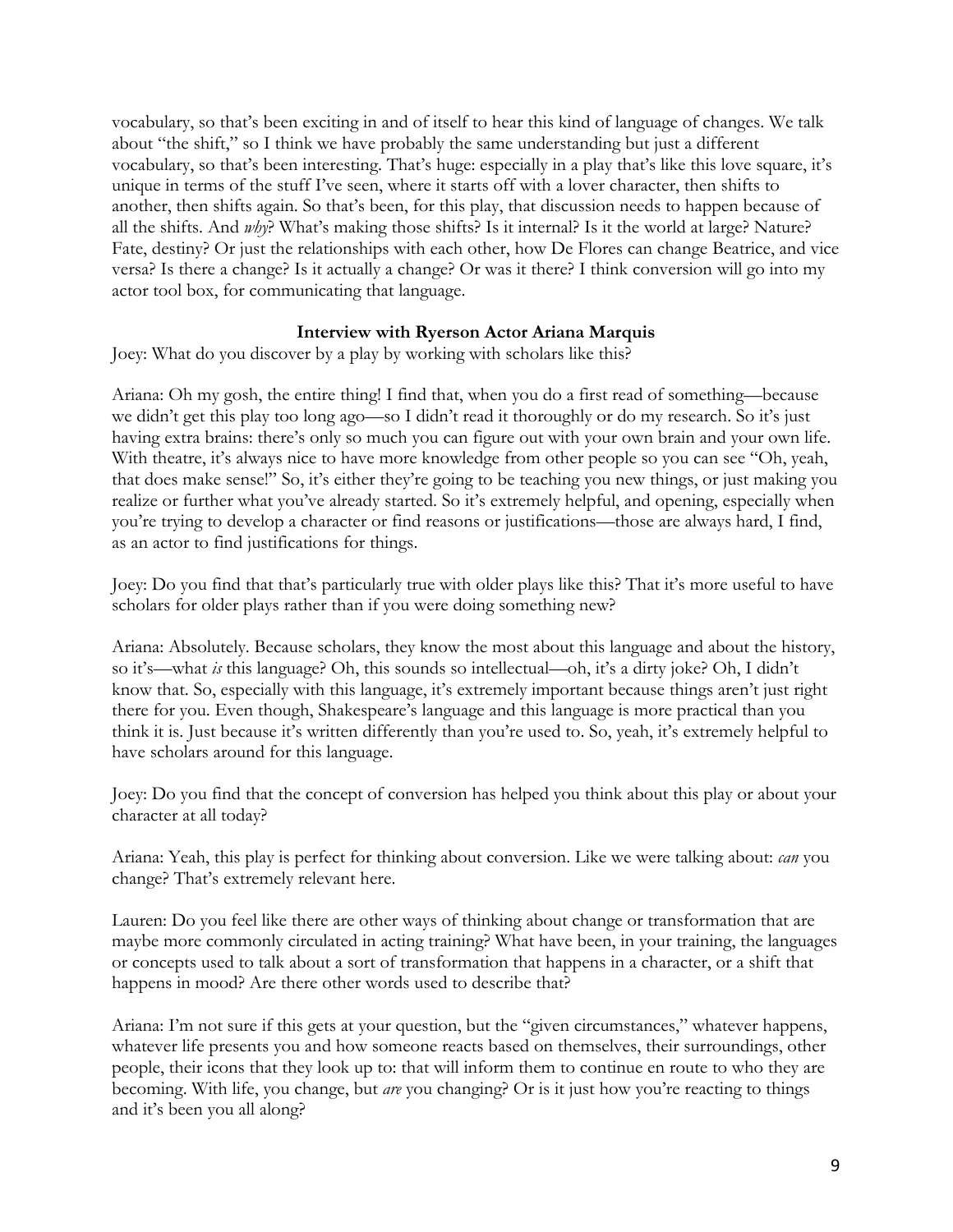vocabulary, so that's been exciting in and of itself to hear this kind of language of changes. We talk about "the shift," so I think we have probably the same understanding but just a different vocabulary, so that's been interesting. That's huge: especially in a play that's like this love square, it's unique in terms of the stuff I've seen, where it starts off with a lover character, then shifts to another, then shifts again. So that's been, for this play, that discussion needs to happen because of all the shifts. And *why*? What's making those shifts? Is it internal? Is it the world at large? Nature? Fate, destiny? Or just the relationships with each other, how De Flores can change Beatrice, and vice versa? Is there a change? Is it actually a change? Or was it there? I think conversion will go into my actor tool box, for communicating that language.

### Interview with Ryerson Actor Ariana Marquis

Joey: What do you discover by a play by working with scholars like this?

Ariana: Oh my gosh, the entire thing! I find that, when you do a first read of something—because we didn't get this play too long ago—so I didn't read it thoroughly or do my research. So it's just having extra brains: there's only so much you can figure out with your own brain and your own life. With theatre, it's always nice to have more knowledge from other people so you can see "Oh, yeah, that does make sense!" So, it's either they're going to be teaching you new things, or just making you realize or further what you've already started. So it's extremely helpful, and opening, especially when you're trying to develop a character or find reasons or justifications—those are always hard, I find, as an actor to find justifications for things.

Joey: Do you find that that's particularly true with older plays like this? That it's more useful to have scholars for older plays rather than if you were doing something new?

Ariana: Absolutely. Because scholars, they know the most about this language and about the history, so it's—what *is* this language? Oh, this sounds so intellectual—oh, it's a dirty joke? Oh, I didn't know that. So, especially with this language, it's extremely important because things aren't just right there for you. Even though, Shakespeare's language and this language is more practical than you think it is. Just because it's written differently than you're used to. So, yeah, it's extremely helpful to have scholars around for this language.

Joey: Do you find that the concept of conversion has helped you think about this play or about your character at all today?

Ariana: Yeah, this play is perfect for thinking about conversion. Like we were talking about: *can* you change? That's extremely relevant here.

Lauren: Do you feel like there are other ways of thinking about change or transformation that are maybe more commonly circulated in acting training? What have been, in your training, the languages or concepts used to talk about a sort of transformation that happens in a character, or a shift that happens in mood? Are there other words used to describe that?

Ariana: I'm not sure if this gets at your question, but the "given circumstances," whatever happens, whatever life presents you and how someone reacts based on themselves, their surroundings, other people, their icons that they look up to: that will inform them to continue en route to who they are becoming. With life, you change, but *are* you changing? Or is it just how you're reacting to things and it's been you all along?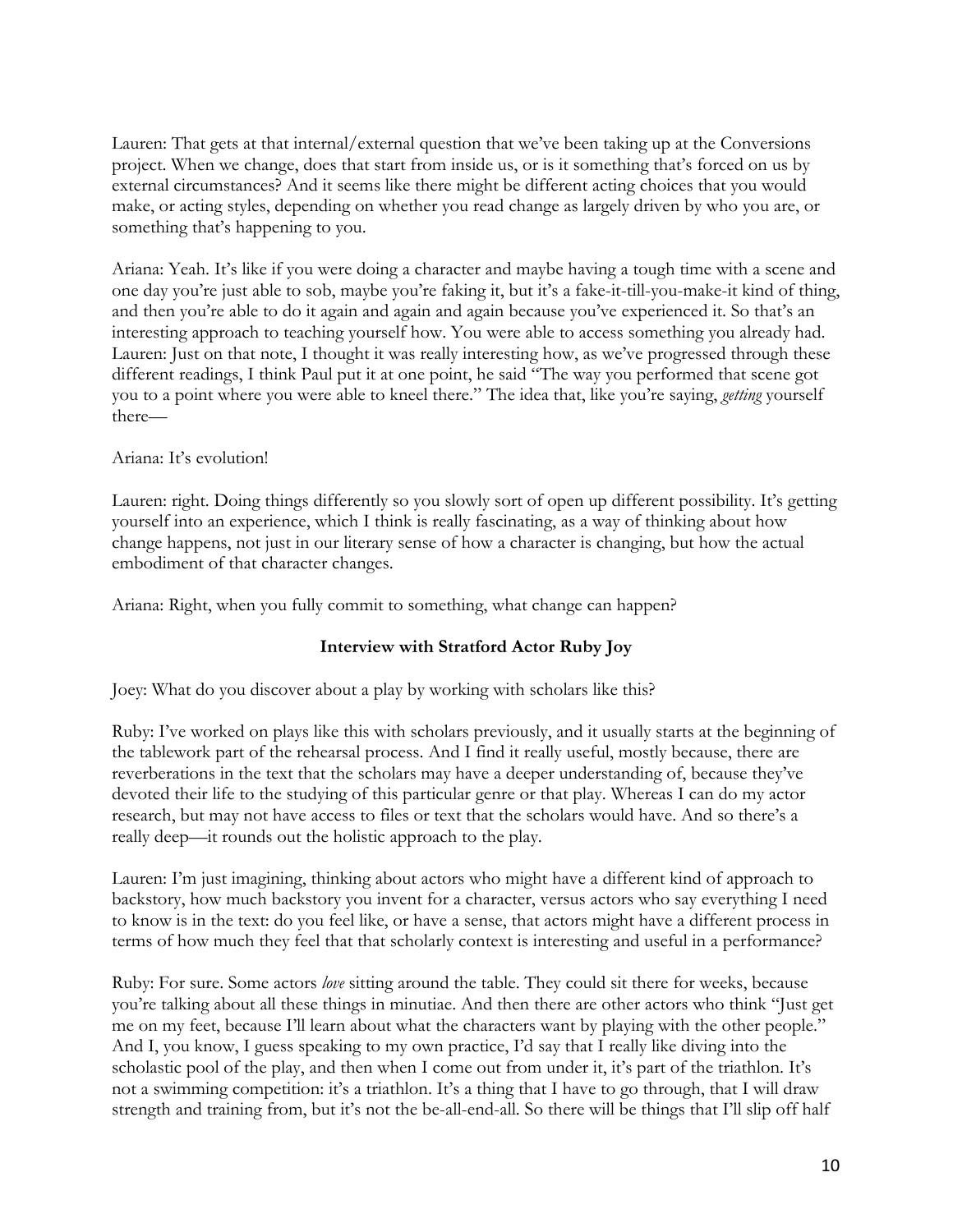Lauren: That gets at that internal/external question that we've been taking up at the Conversions project. When we change, does that start from inside us, or is it something that's forced on us by external circumstances? And it seems like there might be different acting choices that you would make, or acting styles, depending on whether you read change as largely driven by who you are, or something that's happening to you.

Ariana: Yeah. It's like if you were doing a character and maybe having a tough time with a scene and one day you're just able to sob, maybe you're faking it, but it's a fake-it-till-you-make-it kind of thing, and then you're able to do it again and again and again because you've experienced it. So that's an interesting approach to teaching yourself how. You were able to access something you already had.

Lauren: Just on that note, I thought it was really interesting how, as we've progressed through these different readings, I think Paul put it at one point, he said "The way you performed that scene got you to a point where you were able to kneel there." The idea that, like you're saying, *getting* yourself there—

Ariana: It's evolution!

Lauren: right. Doing things differently so you slowly sort of open up different possibility. It's getting yourself into an experience, which I think is really fascinating, as a way of thinking about how change happens, not just in our literary sense of how a character is changing, but how the actual embodiment of that character changes.

Ariana: Right, when you fully commit to something, what change can happen?

**Interview with Stratford Actor Ruby Joy**

Joey: What do you discover about a play by working with scholars like this?

Ruby: I've worked on plays like this with scholars previously, and it usually starts at the beginning of the tablework part of the rehearsal process. And I find it really useful, mostly because, there are reverberations in the text that the scholars may have a deeper understanding of, because they've devoted their life to the studying of this particular genre or that play. Whereas I can do my actor research, but may not have access to files or text that the scholars would have. And so there's a really deep—it rounds out the holistic approach to the play.

Lauren: I'm just imagining, thinking about actors who might have a different kind of approach to backstory, how much backstory you invent for a character, versus actors who say everything I need to know is in the text: do you feel like, or have a sense, that actors might have a different process in terms of how much they feel that that scholarly context is interesting and useful in a performance?

Ruby: For sure. Some actors *love* sitting around the table. They could sit there for weeks, because you're talking about all these things in minutiae. And then there are other actors who think "Just get me on my feet, because I'll learn about what the characters want by playing with the other people." And I, you know, I guess speaking to my own practice, I'd say that I really like diving into the scholastic pool of the play, and then when I come out from under it, it's part of the triathlon. It's not a swimming competition: it's a triathlon. It's a thing that I have to go through, that I will draw strength and training from, but it's not the be-all-end-all. So there will be things that I'll slip off half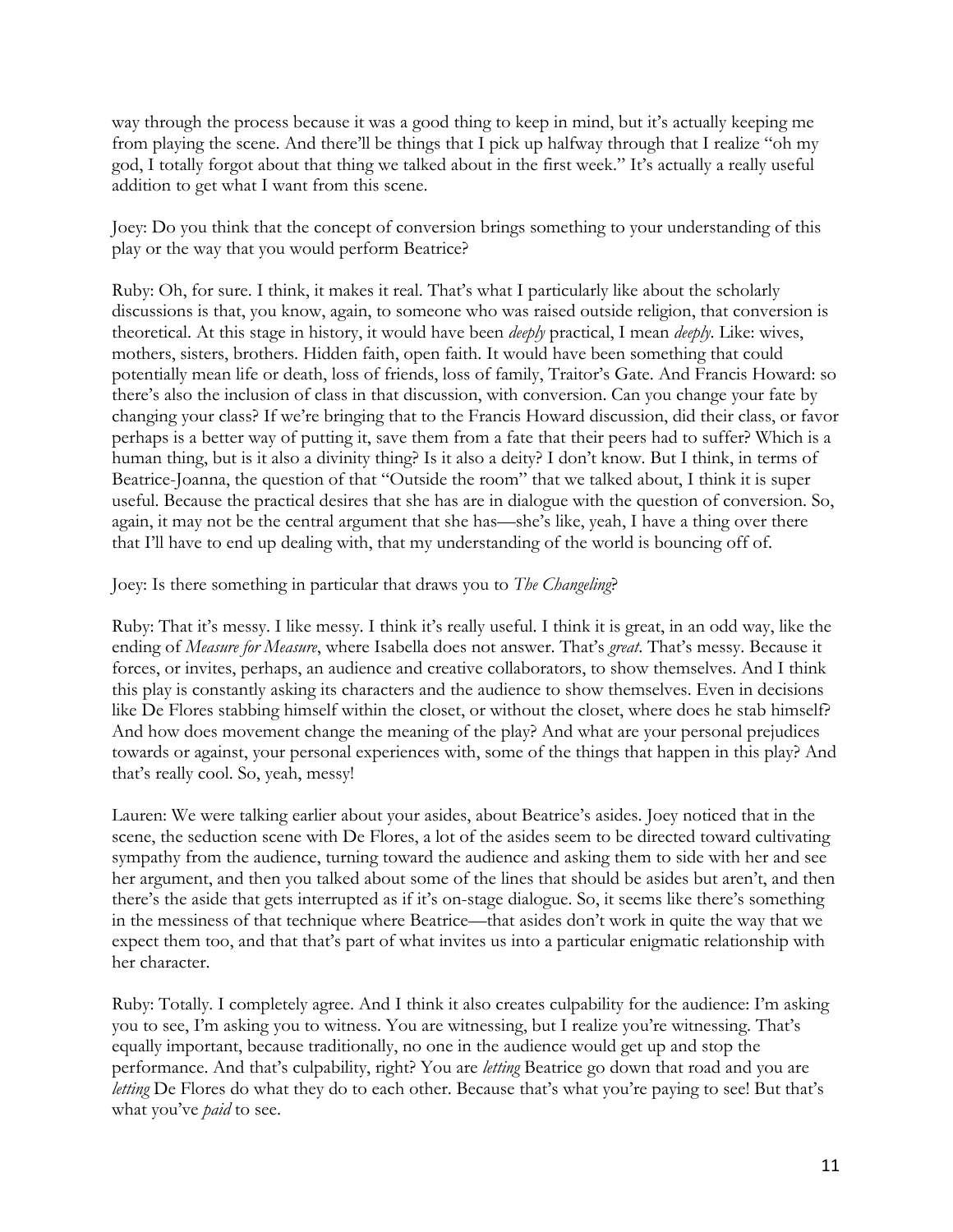way through the process because it was a good thing to keep in mind, but it's actually keeping me from playing the scene. And there'll be things that I pick up halfway through that I realize "oh my god, I totally forgot about that thing we talked about in the first week." It's actually a really useful addition to get what I want from this scene.

Joey: Do you think that the concept of conversion brings something to your understanding of this play or the way that you would perform Beatrice?

Ruby: Oh, for sure. I think, it makes it real. That's what I particularly like about the scholarly discussions is that, you know, again, to someone who was raised outside religion, that conversion is theoretical. At this stage in history, it would have been *deeply* practical, I mean *deeply*. Like: wives, mothers, sisters, brothers. Hidden faith, open faith. It would have been something that could potentially mean life or death, loss of friends, loss of family, Traitor's Gate. And Francis Howard: so there's also the inclusion of class in that discussion, with conversion. Can you change your fate by changing your class? If we're bringing that to the Francis Howard discussion, did their class, or favor perhaps is a better way of putting it, save them from a fate that their peers had to suffer? Which is a human thing, but is it also a divinity thing? Is it also a deity? I don't know. But I think, in terms of Beatrice-Joanna, the question of that "Outside the room" that we talked about, I think it is super useful. Because the practical desires that she has are in dialogue with the question of conversion. So, again, it may not be the central argument that she has—she's like, yeah, I have a thing over there that I'll have to end up dealing with, that my understanding of the world is bouncing off of.

Joey: Is there something in particular that draws you to *The Changeling*?

Ruby: That it's messy. I like messy. I think it's really useful. I think it is great, in an odd way, like the ending of *Measure for Measure*, where Isabella does not answer. That's *great*. That's messy. Because it forces, or invites, perhaps, an audience and creative collaborators, to show themselves. And I think this play is constantly asking its characters and the audience to show themselves. Even in decisions like De Flores stabbing himself within the closet, or without the closet, where does he stab himself? And how does movement change the meaning of the play? And what are your personal prejudices towards or against, your personal experiences with, some of the things that happen in this play? And that's really cool. So, yeah, messy!

Lauren: We were talking earlier about your asides, about Beatrice's asides. Joey noticed that in the scene, the seduction scene with De Flores, a lot of the asides seem to be directed toward cultivating sympathy from the audience, turning toward the audience and asking them to side with her and see her argument, and then you talked about some of the lines that should be asides but aren't, and then there's the aside that gets interrupted as if it's on-stage dialogue. So, it seems like there's something in the messiness of that technique where Beatrice—that asides don't work in quite the way that we expect them too, and that that's part of what invites us into a particular enigmatic relationship with her character.

Ruby: Totally. I completely agree. And I think it also creates culpability for the audience: I'm asking you to see, I'm asking you to witness. You are witnessing, but I realize you're witnessing. That's equally important, because traditionally, no one in the audience would get up and stop the performance. And that's culpability, right? You are *letting* Beatrice go down that road and you are *letting* De Flores do what they do to each other. Because that's what you're paying to see! But that's what you've *paid* to see.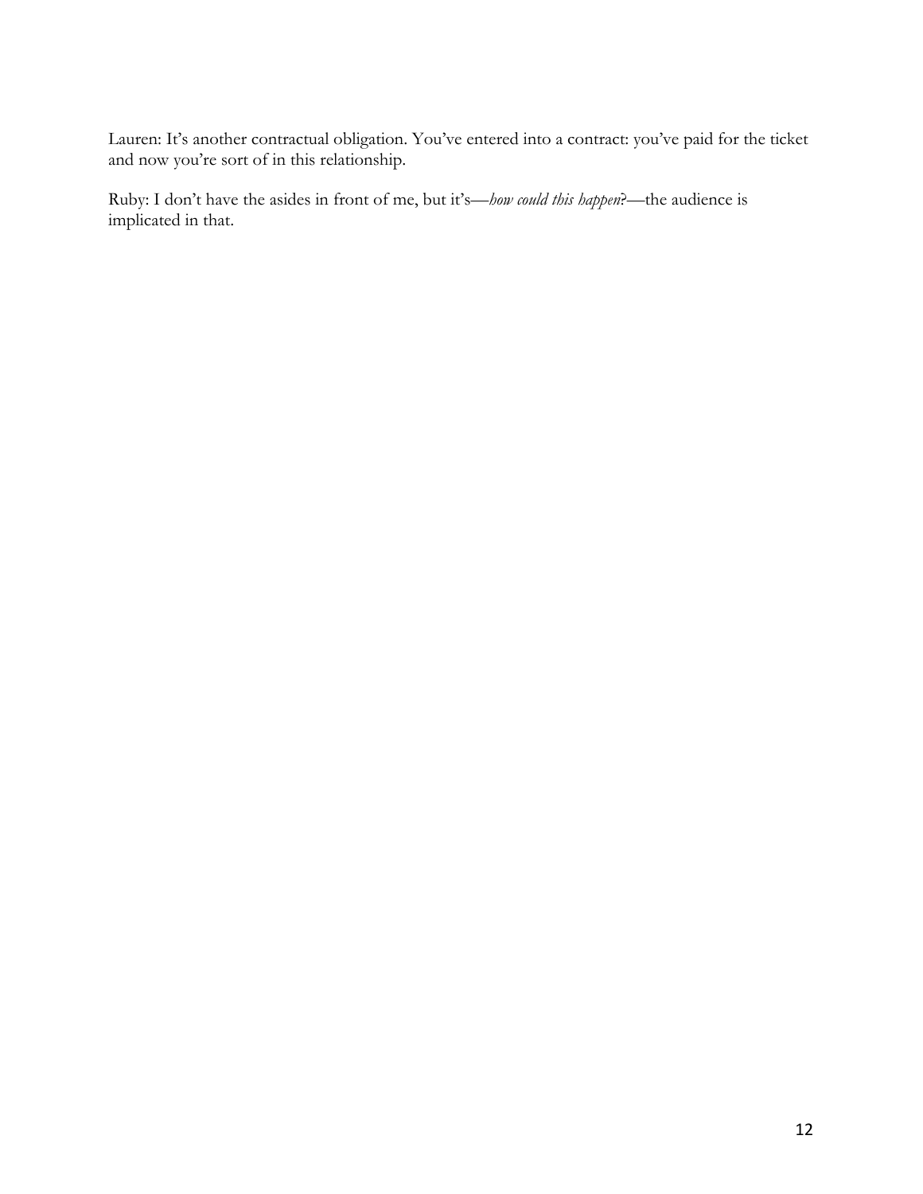Lauren: It's another contractual obligation. You've entered into a contract: you've paid for the ticket and now you're sort of in this relationship.

Ruby: I don't have the asides in front of me, but it's—*how could this happen*?—the audience is implicated in that.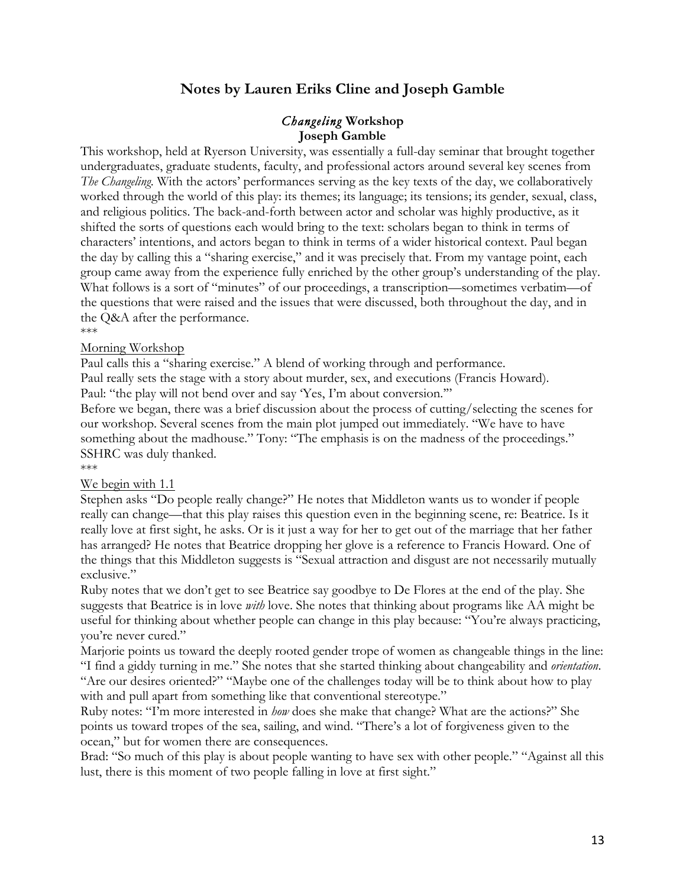## Notes by Lauren Eriks Cline and Joseph Gamble

### *Changeling* Workshop
### Joseph Gamble

This workshop, held at Ryerson University, was essentially a full-day seminar that brought together undergraduates, graduate students, faculty, and professional actors around several key scenes from *The Changeling*. With the actors' performances serving as the key texts of the day, we collaboratively worked through the world of this play: its themes; its language; its tensions; its gender, sexual, class, and religious politics. The back-and-forth between actor and scholar was highly productive, as it shifted the sorts of questions each would bring to the text: scholars began to think in terms of characters' intentions, and actors began to think in terms of a wider historical context. Paul began the day by calling this a "sharing exercise," and it was precisely that. From my vantage point, each group came away from the experience fully enriched by the other group's understanding of the play. What follows is a sort of "minutes" of our proceedings, a transcription—sometimes verbatim—of the questions that were raised and the issues that were discussed, both throughout the day, and in the Q&A after the performance.

***

<u>Morning Workshop</u>

Paul calls this a "sharing exercise." A blend of working through and performance.

Paul really sets the stage with a story about murder, sex, and executions (Francis Howard).

Paul: "the play will not bend over and say 'Yes, I'm about conversion.'"

Before we began, there was a brief discussion about the process of cutting/selecting the scenes for our workshop. Several scenes from the main plot jumped out immediately. "We have to have something about the madhouse." Tony: "The emphasis is on the madness of the proceedings."

SSHRC was duly thanked.

***

<u>We begin with 1.1</u>

Stephen asks "Do people really change?" He notes that Middleton wants us to wonder if people really can change—that this play raises this question even in the beginning scene, re: Beatrice. Is it really love at first sight, he asks. Or is it just a way for her to get out of the marriage that her father has arranged? He notes that Beatrice dropping her glove is a reference to Francis Howard. One of the things that this Middleton suggests is "Sexual attraction and disgust are not necessarily mutually exclusive."

Ruby notes that we don't get to see Beatrice say goodbye to De Flores at the end of the play. She suggests that Beatrice is in love *with* love. She notes that thinking about programs like AA might be useful for thinking about whether people can change in this play because: "You're always practicing, you're never cured."

Marjorie points us toward the deeply rooted gender trope of women as changeable things in the line: "I find a giddy turning in me." She notes that she started thinking about changeability and *orientation*. "Are our desires oriented?" "Maybe one of the challenges today will be to think about how to play with and pull apart from something like that conventional stereotype."

Ruby notes: "I'm more interested in *how* does she make that change? What are the actions?" She points us toward tropes of the sea, sailing, and wind. "There's a lot of forgiveness given to the ocean," but for women there are consequences.

Brad: "So much of this play is about people wanting to have sex with other people." "Against all this lust, there is this moment of two people falling in love at first sight."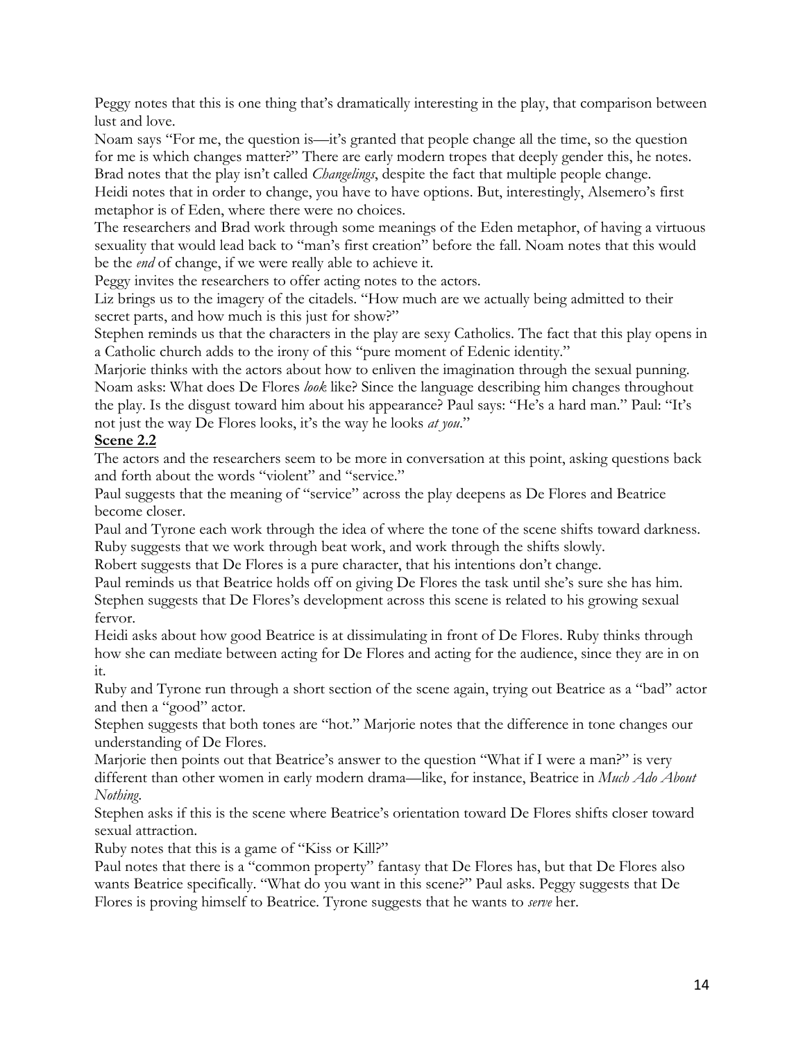Peggy notes that this is one thing that's dramatically interesting in the play, that comparison between lust and love.

Noam says "For me, the question is—it's granted that people change all the time, so the question for me is which changes matter?" There are early modern tropes that deeply gender this, he notes.

Brad notes that the play isn't called *Changelings*, despite the fact that multiple people change.

Heidi notes that in order to change, you have to have options. But, interestingly, Alsemero's first metaphor is of Eden, where there were no choices.

The researchers and Brad work through some meanings of the Eden metaphor, of having a virtuous sexuality that would lead back to "man's first creation" before the fall. Noam notes that this would be the *end* of change, if we were really able to achieve it.

Peggy invites the researchers to offer acting notes to the actors.

Liz brings us to the imagery of the citadels. "How much are we actually being admitted to their secret parts, and how much is this just for show?"

Stephen reminds us that the characters in the play are sexy Catholics. The fact that this play opens in a Catholic church adds to the irony of this "pure moment of Edenic identity."

Marjorie thinks with the actors about how to enliven the imagination through the sexual punning.

Noam asks: What does De Flores *look* like? Since the language describing him changes throughout the play. Is the disgust toward him about his appearance? Paul says: "He's a hard man." Paul: "It's not just the way De Flores looks, it's the way he looks *at you*."

**Scene 2.2**

The actors and the researchers seem to be more in conversation at this point, asking questions back and forth about the words "violent" and "service."

Paul suggests that the meaning of "service" across the play deepens as De Flores and Beatrice become closer.

Paul and Tyrone each work through the idea of where the tone of the scene shifts toward darkness. Ruby suggests that we work through beat work, and work through the shifts slowly.

Robert suggests that De Flores is a pure character, that his intentions don't change.

Paul reminds us that Beatrice holds off on giving De Flores the task until she's sure she has him.

Stephen suggests that De Flores's development across this scene is related to his growing sexual fervor.

Heidi asks about how good Beatrice is at dissimulating in front of De Flores. Ruby thinks through how she can mediate between acting for De Flores and acting for the audience, since they are in on it.

Ruby and Tyrone run through a short section of the scene again, trying out Beatrice as a "bad" actor and then a "good" actor.

Stephen suggests that both tones are "hot." Marjorie notes that the difference in tone changes our understanding of De Flores.

Marjorie then points out that Beatrice's answer to the question "What if I were a man?" is very different than other women in early modern drama—like, for instance, Beatrice in *Much Ado About Nothing*.

Stephen asks if this is the scene where Beatrice's orientation toward De Flores shifts closer toward sexual attraction.

Ruby notes that this is a game of "Kiss or Kill?"

Paul notes that there is a "common property" fantasy that De Flores has, but that De Flores also wants Beatrice specifically. "What do you want in this scene?" Paul asks. Peggy suggests that De Flores is proving himself to Beatrice. Tyrone suggests that he wants to *serve* her.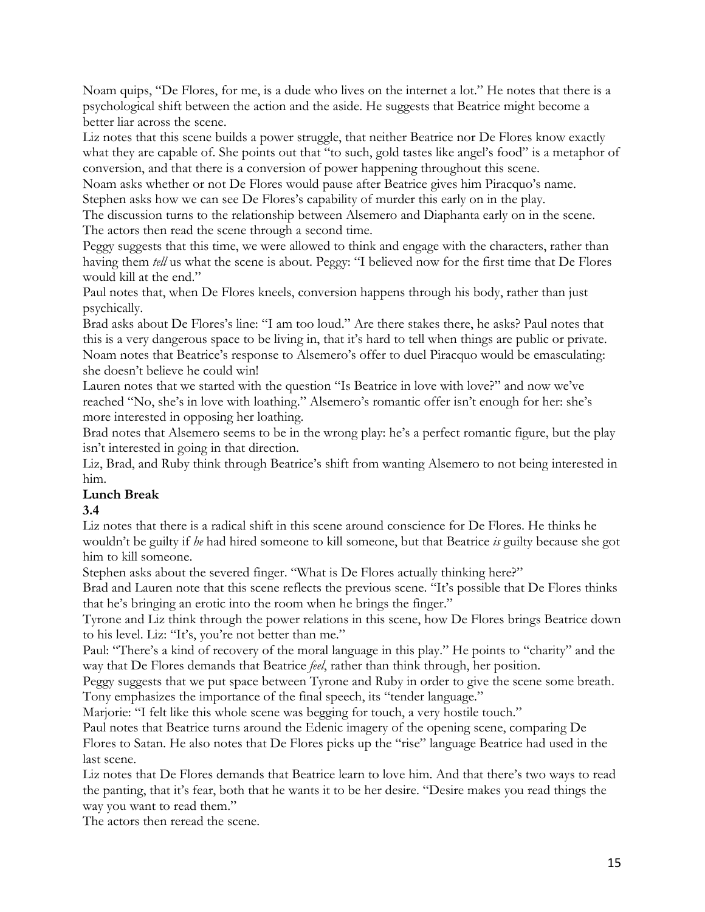Noam quips, "De Flores, for me, is a dude who lives on the internet a lot." He notes that there is a psychological shift between the action and the aside. He suggests that Beatrice might become a better liar across the scene.

Liz notes that this scene builds a power struggle, that neither Beatrice nor De Flores know exactly what they are capable of. She points out that "to such, gold tastes like angel's food" is a metaphor of conversion, and that there is a conversion of power happening throughout this scene.

Noam asks whether or not De Flores would pause after Beatrice gives him Piracquo's name.

Stephen asks how we can see De Flores's capability of murder this early on in the play.

The discussion turns to the relationship between Alsemero and Diaphanta early on in the scene.

The actors then read the scene through a second time.

Peggy suggests that this time, we were allowed to think and engage with the characters, rather than having them *tell* us what the scene is about. Peggy: "I believed now for the first time that De Flores would kill at the end."

Paul notes that, when De Flores kneels, conversion happens through his body, rather than just psychically.

Brad asks about De Flores's line: "I am too loud." Are there stakes there, he asks? Paul notes that this is a very dangerous space to be living in, that it's hard to tell when things are public or private.

Noam notes that Beatrice's response to Alsemero's offer to duel Piracquo would be emasculating: she doesn't believe he could win!

Lauren notes that we started with the question "Is Beatrice in love with love?" and now we've reached "No, she's in love with loathing." Alsemero's romantic offer isn't enough for her: she's more interested in opposing her loathing.

Brad notes that Alsemero seems to be in the wrong play: he's a perfect romantic figure, but the play isn't interested in going in that direction.

Liz, Brad, and Ruby think through Beatrice's shift from wanting Alsemero to not being interested in him.

**Lunch Break**

**3.4**

Liz notes that there is a radical shift in this scene around conscience for De Flores. He thinks he wouldn't be guilty if *he* had hired someone to kill someone, but that Beatrice *is* guilty because she got him to kill someone.

Stephen asks about the severed finger. "What is De Flores actually thinking here?"

Brad and Lauren note that this scene reflects the previous scene. "It's possible that De Flores thinks that he's bringing an erotic into the room when he brings the finger."

Tyrone and Liz think through the power relations in this scene, how De Flores brings Beatrice down to his level. Liz: "It's, you're not better than me."

Paul: "There's a kind of recovery of the moral language in this play." He points to "charity" and the way that De Flores demands that Beatrice *feel*, rather than think through, her position.

Peggy suggests that we put space between Tyrone and Ruby in order to give the scene some breath.

Tony emphasizes the importance of the final speech, its "tender language."

Marjorie: "I felt like this whole scene was begging for touch, a very hostile touch."

Paul notes that Beatrice turns around the Edenic imagery of the opening scene, comparing De Flores to Satan. He also notes that De Flores picks up the "rise" language Beatrice had used in the last scene.

Liz notes that De Flores demands that Beatrice learn to love him. And that there's two ways to read the panting, that it's fear, both that he wants it to be her desire. "Desire makes you read things the way you want to read them."

The actors then reread the scene.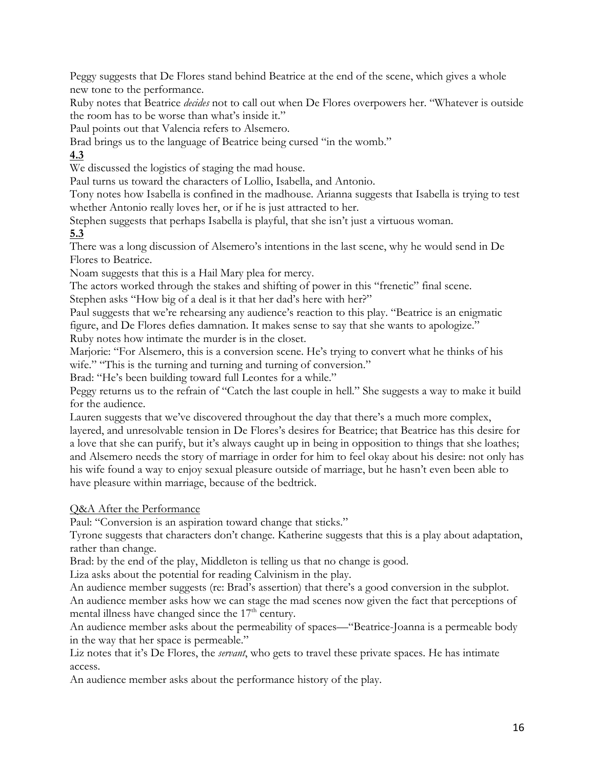Peggy suggests that De Flores stand behind Beatrice at the end of the scene, which gives a whole new tone to the performance.

Ruby notes that Beatrice *decides* not to call out when De Flores overpowers her. "Whatever is outside the room has to be worse than what's inside it."

Paul points out that Valencia refers to Alsemero.

Brad brings us to the language of Beatrice being cursed "in the womb."

**4.3**

We discussed the logistics of staging the mad house.

Paul turns us toward the characters of Lollio, Isabella, and Antonio.

Tony notes how Isabella is confined in the madhouse. Arianna suggests that Isabella is trying to test whether Antonio really loves her, or if he is just attracted to her.

Stephen suggests that perhaps Isabella is playful, that she isn't just a virtuous woman.

**5.3**

There was a long discussion of Alsemero's intentions in the last scene, why he would send in De Flores to Beatrice.

Noam suggests that this is a Hail Mary plea for mercy.

The actors worked through the stakes and shifting of power in this "frenetic" final scene.

Stephen asks "How big of a deal is it that her dad's here with her?"

Paul suggests that we're rehearsing any audience's reaction to this play. "Beatrice is an enigmatic figure, and De Flores defies damnation. It makes sense to say that she wants to apologize."

Ruby notes how intimate the murder is in the closet.

Marjorie: "For Alsemero, this is a conversion scene. He's trying to convert what he thinks of his wife." "This is the turning and turning and turning of conversion."

Brad: "He's been building toward full Leontes for a while."

Peggy returns us to the refrain of "Catch the last couple in hell." She suggests a way to make it build for the audience.

Lauren suggests that we've discovered throughout the day that there's a much more complex, layered, and unresolvable tension in De Flores's desires for Beatrice; that Beatrice has this desire for a love that she can purify, but it's always caught up in being in opposition to things that she loathes; and Alsemero needs the story of marriage in order for him to feel okay about his desire: not only has his wife found a way to enjoy sexual pleasure outside of marriage, but he hasn't even been able to have pleasure within marriage, because of the bedtrick.

<u>Q&A After the Performance</u>

Paul: "Conversion is an aspiration toward change that sticks."

Tyrone suggests that characters don't change. Katherine suggests that this is a play about adaptation, rather than change.

Brad: by the end of the play, Middleton is telling us that no change is good.

Liza asks about the potential for reading Calvinism in the play.

An audience member suggests (re: Brad's assertion) that there's a good conversion in the subplot.

An audience member asks how we can stage the mad scenes now given the fact that perceptions of mental illness have changed since the 17th century.

An audience member asks about the permeability of spaces—"Beatrice-Joanna is a permeable body in the way that her space is permeable."

Liz notes that it's De Flores, the *servant*, who gets to travel these private spaces. He has intimate access.

An audience member asks about the performance history of the play.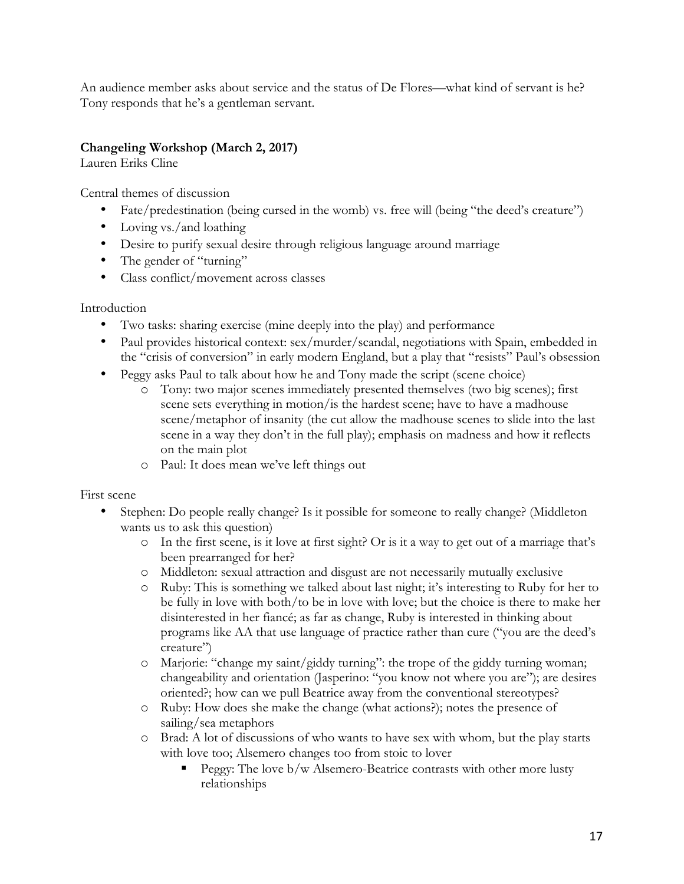An audience member asks about service and the status of De Flores—what kind of servant is he? Tony responds that he's a gentleman servant.

### **Changeling Workshop (March 2, 2017)**

Lauren Eriks Cline

Central themes of discussion

- Fate/predestination (being cursed in the womb) vs. free will (being "the deed's creature")
- Loving vs./and loathing
- Desire to purify sexual desire through religious language around marriage
- The gender of "turning"
- Class conflict/movement across classes

Introduction

- Two tasks: sharing exercise (mine deeply into the play) and performance
- Paul provides historical context: sex/murder/scandal, negotiations with Spain, embedded in the "crisis of conversion" in early modern England, but a play that "resists" Paul's obsession
- Peggy asks Paul to talk about how he and Tony made the script (scene choice)
    - Tony: two major scenes immediately presented themselves (two big scenes); first scene sets everything in motion/is the hardest scene; have to have a madhouse scene/metaphor of insanity (the cut allow the madhouse scenes to slide into the last scene in a way they don't in the full play); emphasis on madness and how it reflects on the main plot
    - Paul: It does mean we've left things out

First scene

- Stephen: Do people really change? Is it possible for someone to really change? (Middleton wants us to ask this question)
    - In the first scene, is it love at first sight? Or is it a way to get out of a marriage that's been prearranged for her?
    - Middleton: sexual attraction and disgust are not necessarily mutually exclusive
    - Ruby: This is something we talked about last night; it's interesting to Ruby for her to be fully in love with both/to be in love with love; but the choice is there to make her disinterested in her fiancé; as far as change, Ruby is interested in thinking about programs like AA that use language of practice rather than cure ("you are the deed's creature")
    - Marjorie: "change my saint/giddy turning": the trope of the giddy turning woman; changeability and orientation (Jasperino: "you know not where you are"); are desires oriented?; how can we pull Beatrice away from the conventional stereotypes?
    - Ruby: How does she make the change (what actions?); notes the presence of sailing/sea metaphors
    - Brad: A lot of discussions of who wants to have sex with whom, but the play starts with love too; Alsemero changes too from stoic to lover
        - Peggy: The love b/w Alsemero-Beatrice contrasts with other more lusty relationships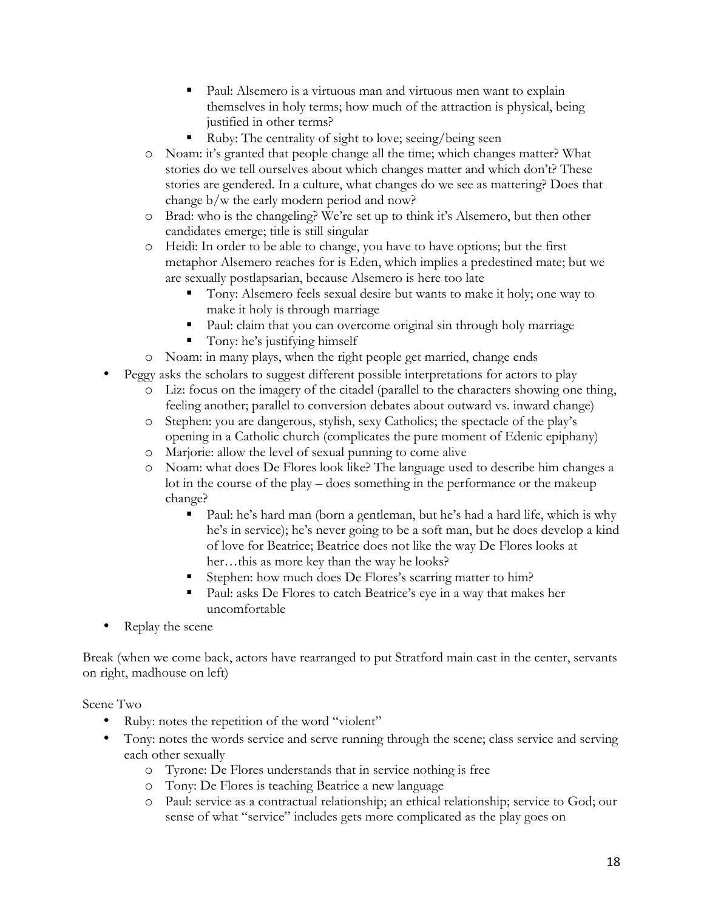- Paul: Alsemero is a virtuous man and virtuous men want to explain themselves in holy terms; how much of the attraction is physical, being justified in other terms?
        - Ruby: The centrality of sight to love; seeing/being seen
    - Noam: it's granted that people change all the time; which changes matter? What stories do we tell ourselves about which changes matter and which don't? These stories are gendered. In a culture, what changes do we see as mattering? Does that change b/w the early modern period and now?
    - Brad: who is the changeling? We're set up to think it's Alsemero, but then other candidates emerge; title is still singular
    - Heidi: In order to be able to change, you have to have options; but the first metaphor Alsemero reaches for is Eden, which implies a predestined mate; but we are sexually postlapsarian, because Alsemero is here too late
        - Tony: Alsemero feels sexual desire but wants to make it holy; one way to make it holy is through marriage
        - Paul: claim that you can overcome original sin through holy marriage
        - Tony: he's justifying himself
    - Noam: in many plays, when the right people get married, change ends
- Peggy asks the scholars to suggest different possible interpretations for actors to play
    - Liz: focus on the imagery of the citadel (parallel to the characters showing one thing, feeling another; parallel to conversion debates about outward vs. inward change)
    - Stephen: you are dangerous, stylish, sexy Catholics; the spectacle of the play's opening in a Catholic church (complicates the pure moment of Edenic epiphany)
    - Marjorie: allow the level of sexual punning to come alive
    - Noam: what does De Flores look like? The language used to describe him changes a lot in the course of the play – does something in the performance or the makeup change?
        - Paul: he's hard man (born a gentleman, but he's had a hard life, which is why he's in service); he's never going to be a soft man, but he does develop a kind of love for Beatrice; Beatrice does not like the way De Flores looks at her…this as more key than the way he looks?
        - Stephen: how much does De Flores's scarring matter to him?
        - Paul: asks De Flores to catch Beatrice's eye in a way that makes her uncomfortable
- Replay the scene

Break (when we come back, actors have rearranged to put Stratford main cast in the center, servants on right, madhouse on left)

Scene Two

- Ruby: notes the repetition of the word "violent"
- Tony: notes the words service and serve running through the scene; class service and serving each other sexually
    - Tyrone: De Flores understands that in service nothing is free
    - Tony: De Flores is teaching Beatrice a new language
    - Paul: service as a contractual relationship; an ethical relationship; service to God; our sense of what "service" includes gets more complicated as the play goes on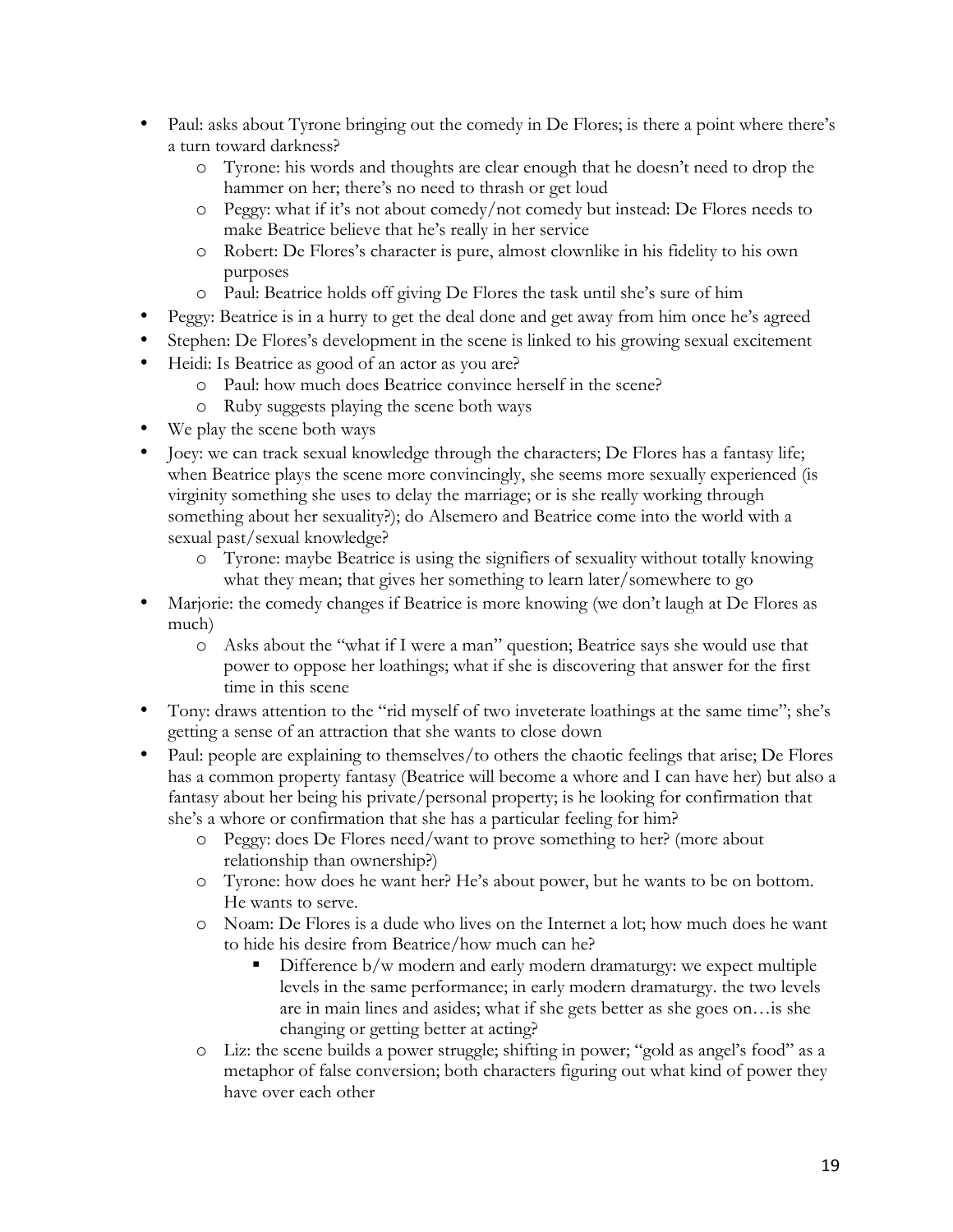- Paul: asks about Tyrone bringing out the comedy in De Flores; is there a point where there's a turn toward darkness?
    - Tyrone: his words and thoughts are clear enough that he doesn't need to drop the hammer on her; there's no need to thrash or get loud
    - Peggy: what if it's not about comedy/not comedy but instead: De Flores needs to make Beatrice believe that he's really in her service
    - Robert: De Flores's character is pure, almost clownlike in his fidelity to his own purposes
    - Paul: Beatrice holds off giving De Flores the task until she's sure of him
- Peggy: Beatrice is in a hurry to get the deal done and get away from him once he's agreed
- Stephen: De Flores's development in the scene is linked to his growing sexual excitement
- Heidi: Is Beatrice as good of an actor as you are?
    - Paul: how much does Beatrice convince herself in the scene?
    - Ruby suggests playing the scene both ways
- We play the scene both ways
- Joey: we can track sexual knowledge through the characters; De Flores has a fantasy life; when Beatrice plays the scene more convincingly, she seems more sexually experienced (is virginity something she uses to delay the marriage; or is she really working through something about her sexuality?); do Alsemero and Beatrice come into the world with a sexual past/sexual knowledge?
    - Tyrone: maybe Beatrice is using the signifiers of sexuality without totally knowing what they mean; that gives her something to learn later/somewhere to go
- Marjorie: the comedy changes if Beatrice is more knowing (we don't laugh at De Flores as much)
    - Asks about the "what if I were a man" question; Beatrice says she would use that power to oppose her loathings; what if she is discovering that answer for the first time in this scene
- Tony: draws attention to the "rid myself of two inveterate loathings at the same time"; she's getting a sense of an attraction that she wants to close down
- Paul: people are explaining to themselves/to others the chaotic feelings that arise; De Flores has a common property fantasy (Beatrice will become a whore and I can have her) but also a fantasy about her being his private/personal property; is he looking for confirmation that she's a whore or confirmation that she has a particular feeling for him?
    - Peggy: does De Flores need/want to prove something to her? (more about relationship than ownership?)
    - Tyrone: how does he want her? He's about power, but he wants to be on bottom. He wants to serve.
    - Noam: De Flores is a dude who lives on the Internet a lot; how much does he want to hide his desire from Beatrice/how much can he?
        - Difference b/w modern and early modern dramaturgy: we expect multiple levels in the same performance; in early modern dramaturgy. the two levels are in main lines and asides; what if she gets better as she goes on…is she changing or getting better at acting?
    - Liz: the scene builds a power struggle; shifting in power; "gold as angel's food" as a metaphor of false conversion; both characters figuring out what kind of power they have over each other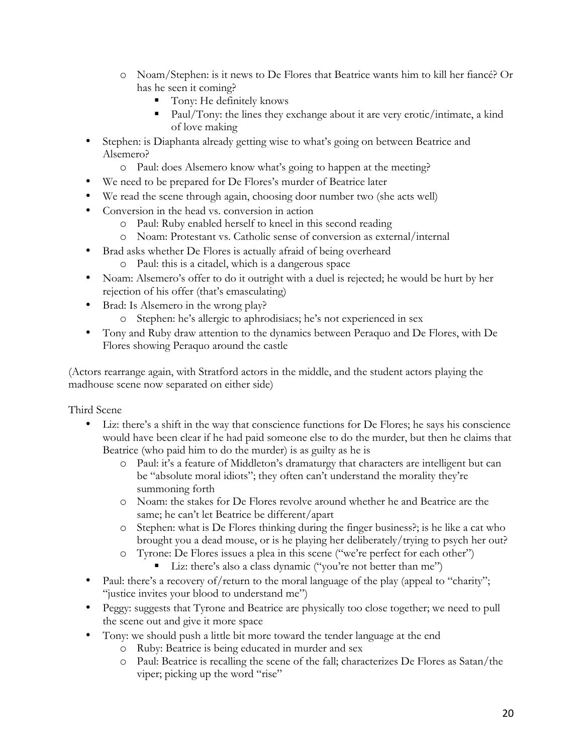- Noam/Stephen: is it news to De Flores that Beatrice wants him to kill her fiancé? Or has he seen it coming?
        - Tony: He definitely knows
        - Paul/Tony: the lines they exchange about it are very erotic/intimate, a kind of love making
- Stephen: is Diaphanta already getting wise to what's going on between Beatrice and Alsemero?
    - Paul: does Alsemero know what's going to happen at the meeting?
- We need to be prepared for De Flores's murder of Beatrice later
- We read the scene through again, choosing door number two (she acts well)
- Conversion in the head vs. conversion in action
    - Paul: Ruby enabled herself to kneel in this second reading
    - Noam: Protestant vs. Catholic sense of conversion as external/internal
- Brad asks whether De Flores is actually afraid of being overheard
    - Paul: this is a citadel, which is a dangerous space
- Noam: Alsemero's offer to do it outright with a duel is rejected; he would be hurt by her rejection of his offer (that's emasculating)
- Brad: Is Alsemero in the wrong play?
    - Stephen: he's allergic to aphrodisiacs; he's not experienced in sex
- Tony and Ruby draw attention to the dynamics between Peraquo and De Flores, with De Flores showing Peraquo around the castle

(Actors rearrange again, with Stratford actors in the middle, and the student actors playing the madhouse scene now separated on either side)

Third Scene

- Liz: there's a shift in the way that conscience functions for De Flores; he says his conscience would have been clear if he had paid someone else to do the murder, but then he claims that Beatrice (who paid him to do the murder) is as guilty as he is
    - Paul: it's a feature of Middleton's dramaturgy that characters are intelligent but can be "absolute moral idiots"; they often can't understand the morality they're summoning forth
    - Noam: the stakes for De Flores revolve around whether he and Beatrice are the same; he can't let Beatrice be different/apart
    - Stephen: what is De Flores thinking during the finger business?; is he like a cat who brought you a dead mouse, or is he playing her deliberately/trying to psych her out?
    - Tyrone: De Flores issues a plea in this scene ("we're perfect for each other")
        - Liz: there's also a class dynamic ("you're not better than me")
- Paul: there's a recovery of/return to the moral language of the play (appeal to "charity"; "justice invites your blood to understand me")
- Peggy: suggests that Tyrone and Beatrice are physically too close together; we need to pull the scene out and give it more space
- Tony: we should push a little bit more toward the tender language at the end
    - Ruby: Beatrice is being educated in murder and sex
    - Paul: Beatrice is recalling the scene of the fall; characterizes De Flores as Satan/the viper; picking up the word "rise"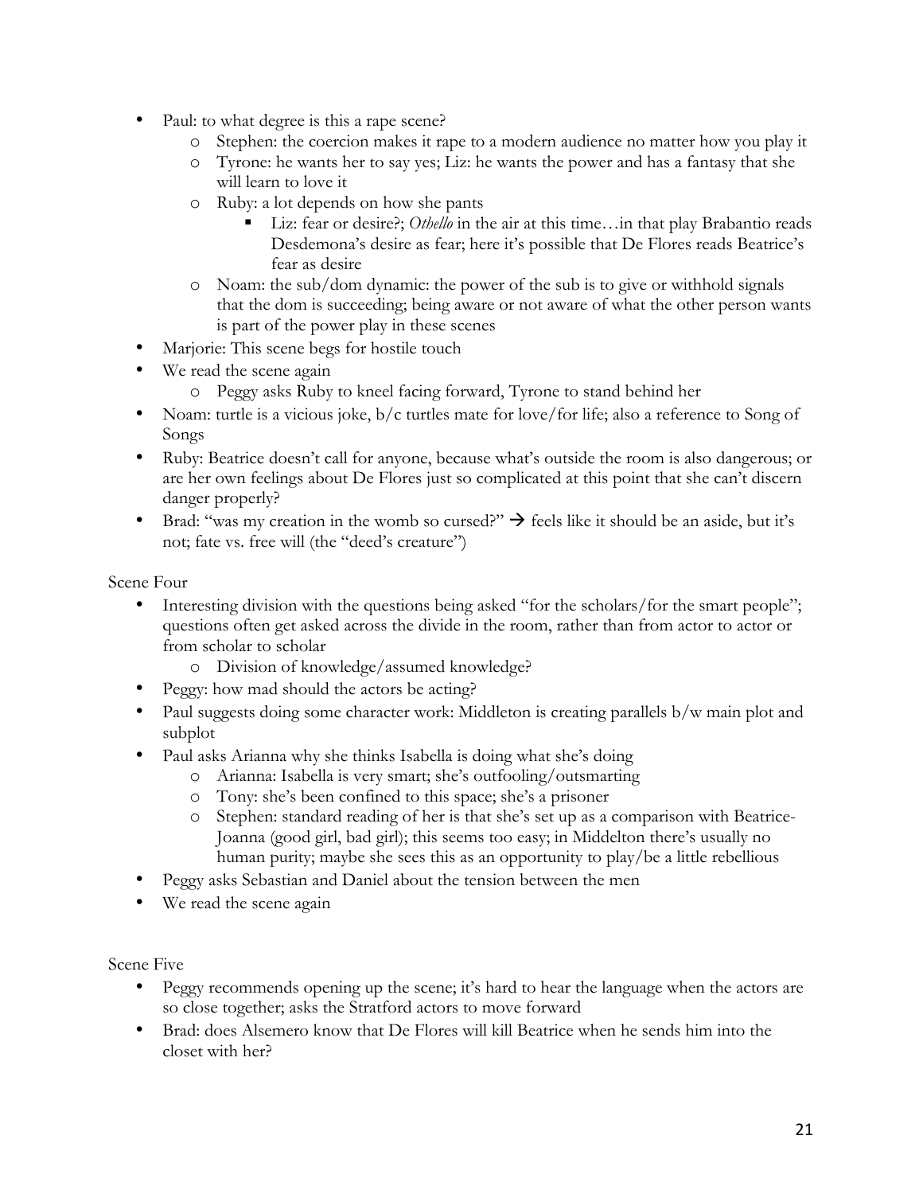- Paul: to what degree is this a rape scene?
  - Stephen: the coercion makes it rape to a modern audience no matter how you play it
  - Tyrone: he wants her to say yes; Liz: he wants the power and has a fantasy that she will learn to love it
  - Ruby: a lot depends on how she pants
    - Liz: fear or desire?; *Othello* in the air at this time…in that play Brabantio reads Desdemona's desire as fear; here it's possible that De Flores reads Beatrice's fear as desire
  - Noam: the sub/dom dynamic: the power of the sub is to give or withhold signals that the dom is succeeding; being aware or not aware of what the other person wants is part of the power play in these scenes
- Marjorie: This scene begs for hostile touch
- We read the scene again
  - Peggy asks Ruby to kneel facing forward, Tyrone to stand behind her
- Noam: turtle is a vicious joke, b/c turtles mate for love/for life; also a reference to Song of Songs
- Ruby: Beatrice doesn't call for anyone, because what's outside the room is also dangerous; or are her own feelings about De Flores just so complicated at this point that she can't discern danger properly?
- Brad: "was my creation in the womb so cursed?" → feels like it should be an aside, but it's not; fate vs. free will (the "deed's creature")

Scene Four

- Interesting division with the questions being asked "for the scholars/for the smart people"; questions often get asked across the divide in the room, rather than from actor to actor or from scholar to scholar
  - Division of knowledge/assumed knowledge?
- Peggy: how mad should the actors be acting?
- Paul suggests doing some character work: Middleton is creating parallels b/w main plot and subplot
- Paul asks Arianna why she thinks Isabella is doing what she's doing
  - Arianna: Isabella is very smart; she's outfooling/outsmarting
  - Tony: she's been confined to this space; she's a prisoner
  - Stephen: standard reading of her is that she's set up as a comparison with Beatrice-Joanna (good girl, bad girl); this seems too easy; in Middelton there's usually no human purity; maybe she sees this as an opportunity to play/be a little rebellious
- Peggy asks Sebastian and Daniel about the tension between the men
- We read the scene again

Scene Five

- Peggy recommends opening up the scene; it's hard to hear the language when the actors are so close together; asks the Stratford actors to move forward
- Brad: does Alsemero know that De Flores will kill Beatrice when he sends him into the closet with her?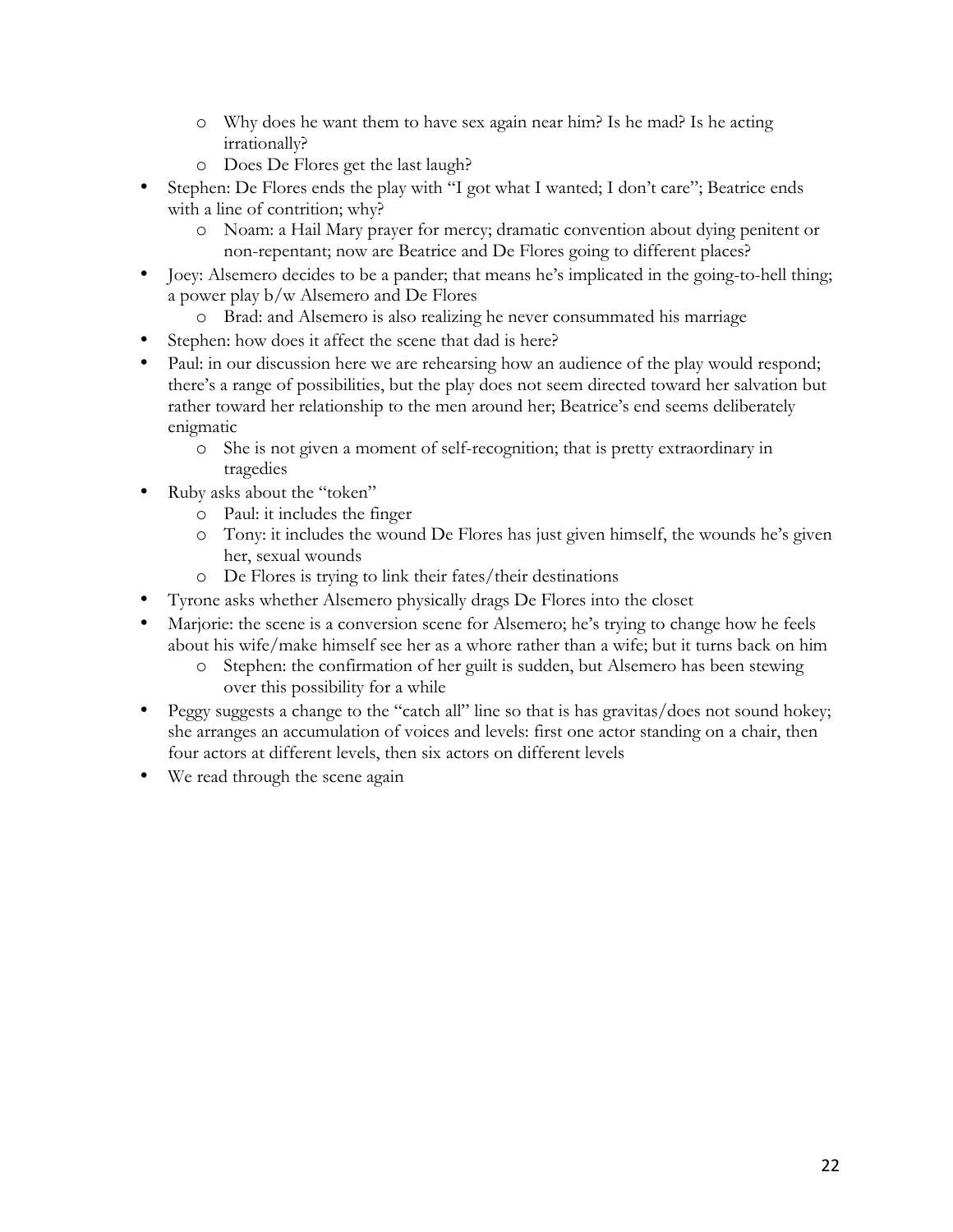- Why does he want them to have sex again near him? Is he mad? Is he acting irrationally?
    - Does De Flores get the last laugh?
- Stephen: De Flores ends the play with "I got what I wanted; I don't care"; Beatrice ends with a line of contrition; why?
    - Noam: a Hail Mary prayer for mercy; dramatic convention about dying penitent or non-repentant; now are Beatrice and De Flores going to different places?
- Joey: Alsemero decides to be a pander; that means he's implicated in the going-to-hell thing; a power play b/w Alsemero and De Flores
    - Brad: and Alsemero is also realizing he never consummated his marriage
- Stephen: how does it affect the scene that dad is here?
- Paul: in our discussion here we are rehearsing how an audience of the play would respond; there's a range of possibilities, but the play does not seem directed toward her salvation but rather toward her relationship to the men around her; Beatrice's end seems deliberately enigmatic
    - She is not given a moment of self-recognition; that is pretty extraordinary in tragedies
- Ruby asks about the "token"
    - Paul: it includes the finger
    - Tony: it includes the wound De Flores has just given himself, the wounds he's given her, sexual wounds
    - De Flores is trying to link their fates/their destinations
- Tyrone asks whether Alsemero physically drags De Flores into the closet
- Marjorie: the scene is a conversion scene for Alsemero; he's trying to change how he feels about his wife/make himself see her as a whore rather than a wife; but it turns back on him
    - Stephen: the confirmation of her guilt is sudden, but Alsemero has been stewing over this possibility for a while
- Peggy suggests a change to the "catch all" line so that is has gravitas/does not sound hokey; she arranges an accumulation of voices and levels: first one actor standing on a chair, then four actors at different levels, then six actors on different levels
- We read through the scene again